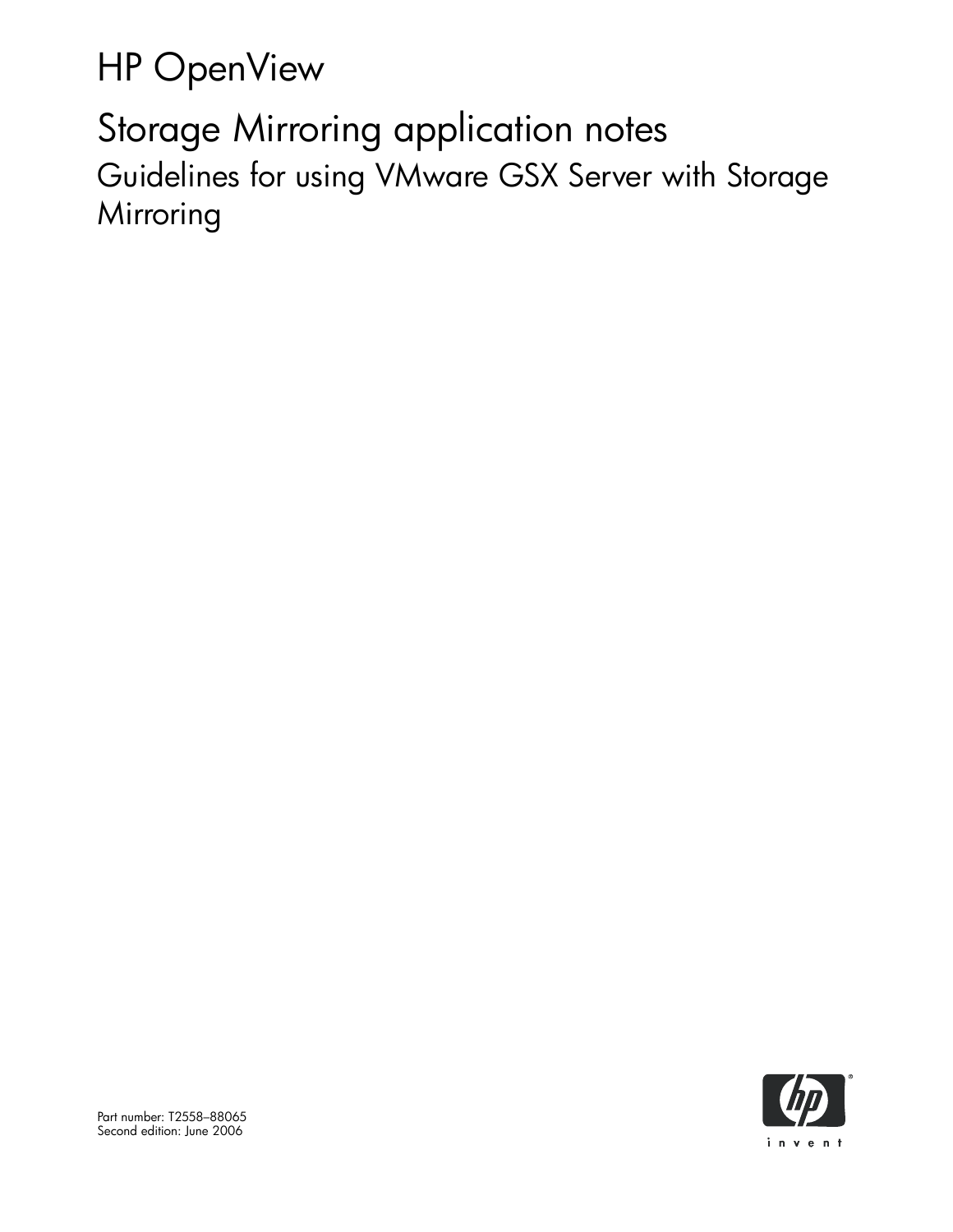# HP OpenView

## Storage Mirroring application notes

### Guidelines for using VMware GSX Server with Storage Mirroring

Part number: T2558–88065
Second edition: June 2006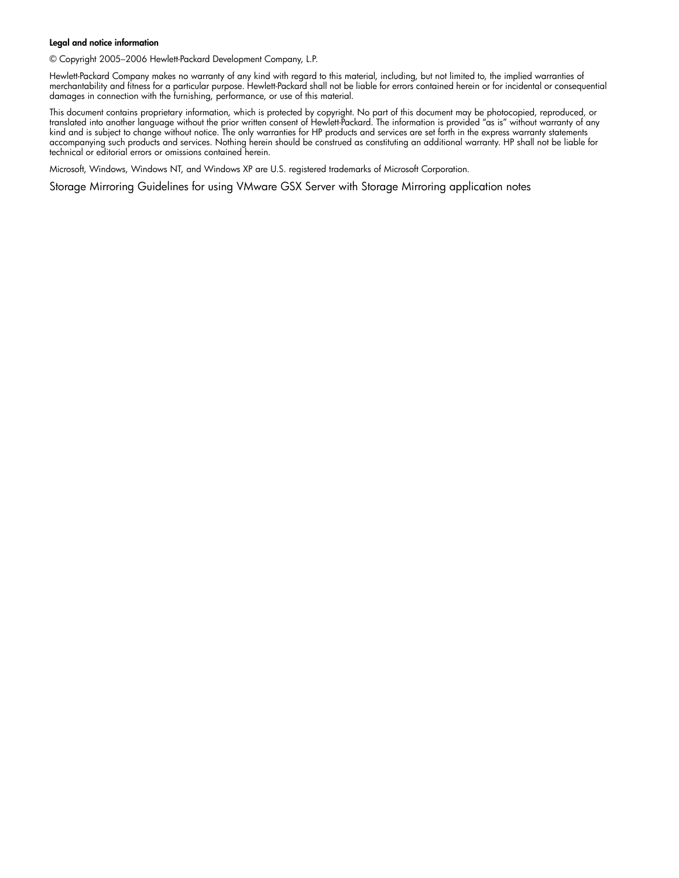**Legal and notice information**

© Copyright 2005–2006 Hewlett-Packard Development Company, L.P.

Hewlett-Packard Company makes no warranty of any kind with regard to this material, including, but not limited to, the implied warranties of merchantability and fitness for a particular purpose. Hewlett-Packard shall not be liable for errors contained herein or for incidental or consequential damages in connection with the furnishing, performance, or use of this material.

This document contains proprietary information, which is protected by copyright. No part of this document may be photocopied, reproduced, or translated into another language without the prior written consent of Hewlett-Packard. The information is provided "as is" without warranty of any kind and is subject to change without notice. The only warranties for HP products and services are set forth in the express warranty statements accompanying such products and services. Nothing herein should be construed as constituting an additional warranty. HP shall not be liable for technical or editorial errors or omissions contained herein.

Microsoft, Windows, Windows NT, and Windows XP are U.S. registered trademarks of Microsoft Corporation.

Storage Mirroring Guidelines for using VMware GSX Server with Storage Mirroring application notes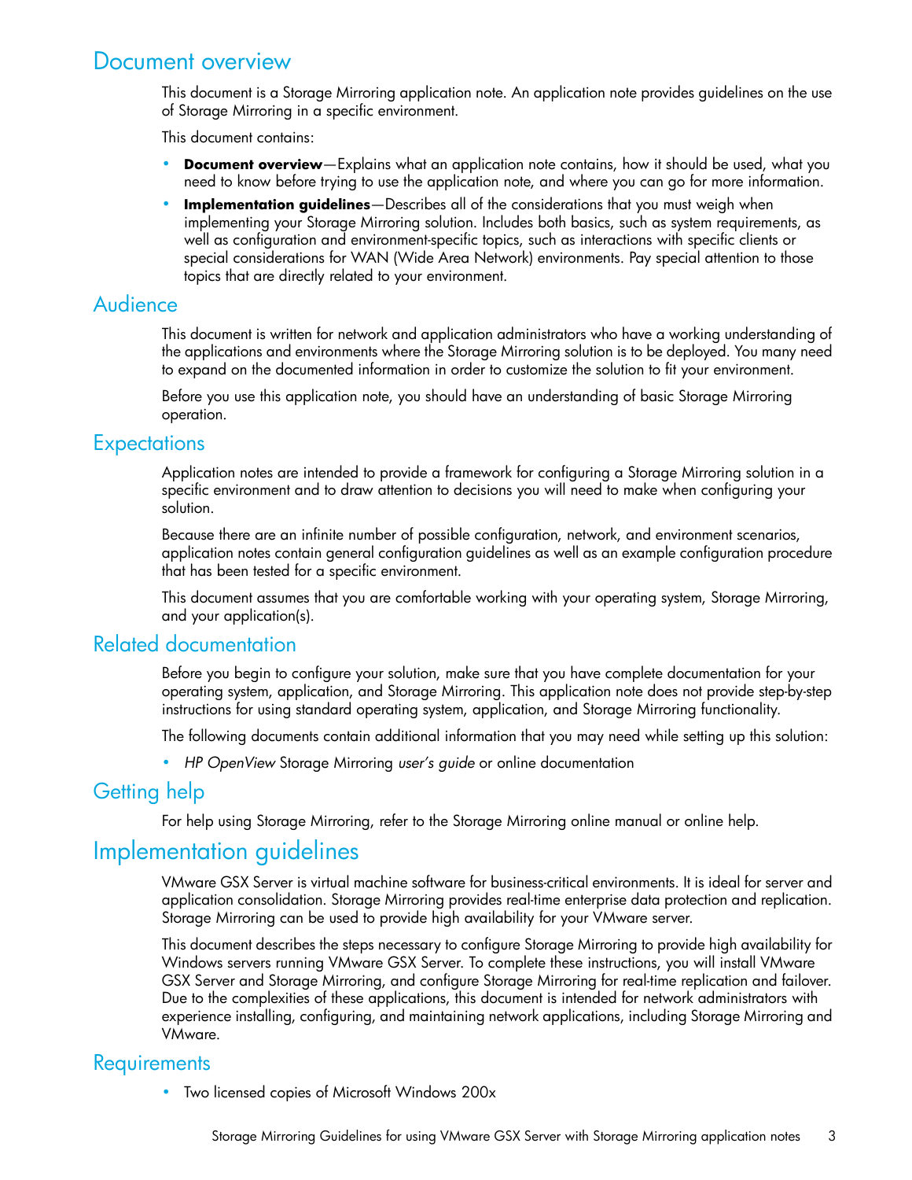# Document overview

This document is a Storage Mirroring application note. An application note provides guidelines on the use of Storage Mirroring in a specific environment.

This document contains:

- **Document overview**—Explains what an application note contains, how it should be used, what you need to know before trying to use the application note, and where you can go for more information.
- **Implementation guidelines**—Describes all of the considerations that you must weigh when implementing your Storage Mirroring solution. Includes both basics, such as system requirements, as well as configuration and environment-specific topics, such as interactions with specific clients or special considerations for WAN (Wide Area Network) environments. Pay special attention to those topics that are directly related to your environment.

## Audience

This document is written for network and application administrators who have a working understanding of the applications and environments where the Storage Mirroring solution is to be deployed. You many need to expand on the documented information in order to customize the solution to fit your environment.

Before you use this application note, you should have an understanding of basic Storage Mirroring operation.

## Expectations

Application notes are intended to provide a framework for configuring a Storage Mirroring solution in a specific environment and to draw attention to decisions you will need to make when configuring your solution.

Because there are an infinite number of possible configuration, network, and environment scenarios, application notes contain general configuration guidelines as well as an example configuration procedure that has been tested for a specific environment.

This document assumes that you are comfortable working with your operating system, Storage Mirroring, and your application(s).

## Related documentation

Before you begin to configure your solution, make sure that you have complete documentation for your operating system, application, and Storage Mirroring. This application note does not provide step-by-step instructions for using standard operating system, application, and Storage Mirroring functionality.

The following documents contain additional information that you may need while setting up this solution:

- *HP OpenView* Storage Mirroring *user's guide* or online documentation

## Getting help

For help using Storage Mirroring, refer to the Storage Mirroring online manual or online help.

# Implementation guidelines

VMware GSX Server is virtual machine software for business-critical environments. It is ideal for server and application consolidation. Storage Mirroring provides real-time enterprise data protection and replication. Storage Mirroring can be used to provide high availability for your VMware server.

This document describes the steps necessary to configure Storage Mirroring to provide high availability for Windows servers running VMware GSX Server. To complete these instructions, you will install VMware GSX Server and Storage Mirroring, and configure Storage Mirroring for real-time replication and failover. Due to the complexities of these applications, this document is intended for network administrators with experience installing, configuring, and maintaining network applications, including Storage Mirroring and VMware.

## Requirements

- Two licensed copies of Microsoft Windows 200x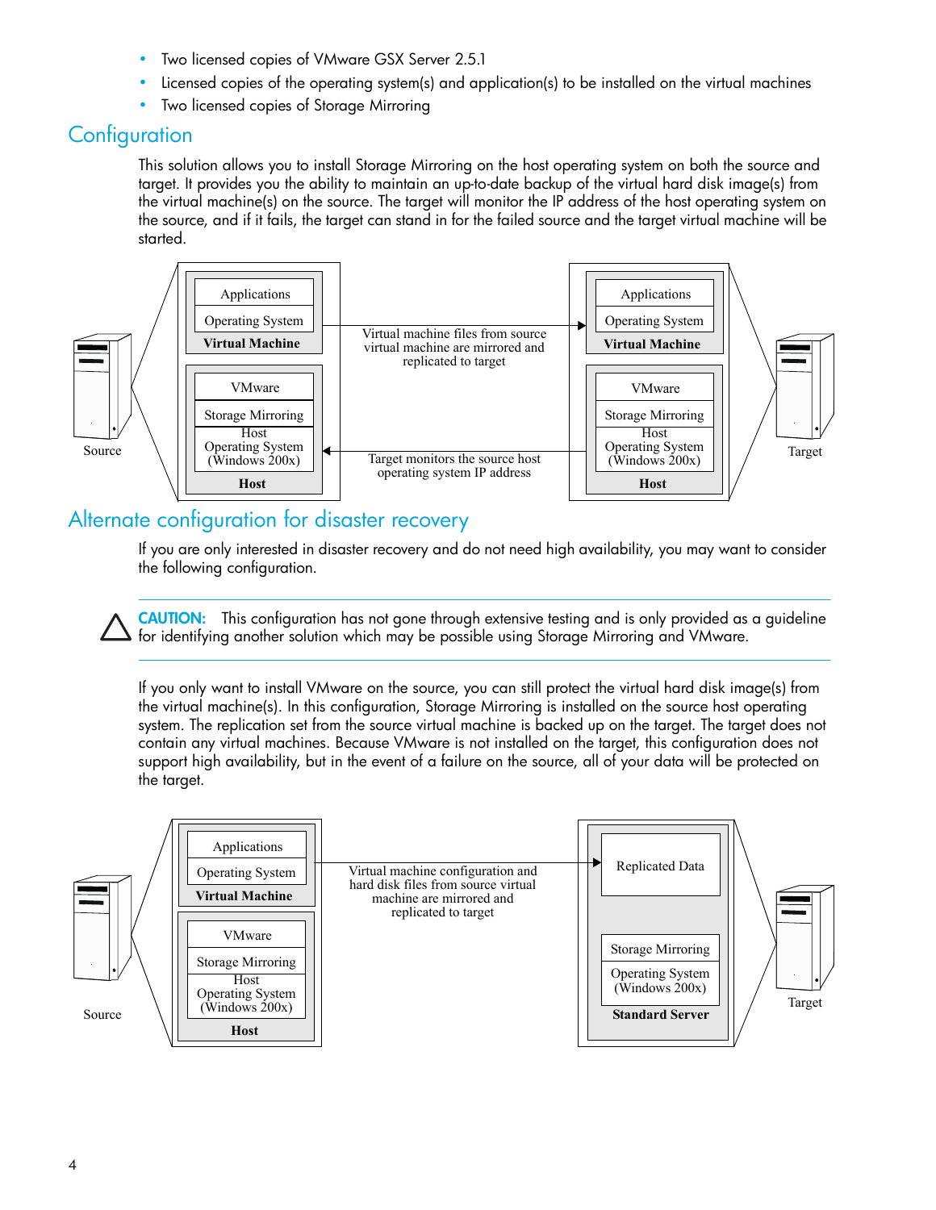- Two licensed copies of VMware GSX Server 2.5.1
- Licensed copies of the operating system(s) and application(s) to be installed on the virtual machines
- Two licensed copies of Storage Mirroring

## Configuration

This solution allows you to install Storage Mirroring on the host operating system on both the source and target. It provides you the ability to maintain an up-to-date backup of the virtual hard disk image(s) from the virtual machine(s) on the source. The target will monitor the IP address of the host operating system on the source, and if it fails, the target can stand in for the failed source and the target virtual machine will be started.

Source

Applications
Operating System
Virtual Machine

VMware
Storage Mirroring
Host
Operating System
(Windows 200x)
Host

Virtual machine files from source virtual machine are mirrored and replicated to target

Target monitors the source host operating system IP address

Applications
Operating System
Virtual Machine

VMware
Storage Mirroring
Host
Operating System
(Windows 200x)
Host

Target

## Alternate configuration for disaster recovery

If you are only interested in disaster recovery and do not need high availability, you may want to consider the following configuration.

**CAUTION:** This configuration has not gone through extensive testing and is only provided as a guideline for identifying another solution which may be possible using Storage Mirroring and VMware.

If you only want to install VMware on the source, you can still protect the virtual hard disk image(s) from the virtual machine(s). In this configuration, Storage Mirroring is installed on the source host operating system. The replication set from the source virtual machine is backed up on the target. The target does not contain any virtual machines. Because VMware is not installed on the target, this configuration does not support high availability, but in the event of a failure on the source, all of your data will be protected on the target.

Source

Applications
Operating System
Virtual Machine

VMware
Storage Mirroring
Host
Operating System
(Windows 200x)
Host

Virtual machine configuration and hard disk files from source virtual machine are mirrored and replicated to target

Replicated Data

Storage Mirroring
Operating System
(Windows 200x)
Standard Server

Target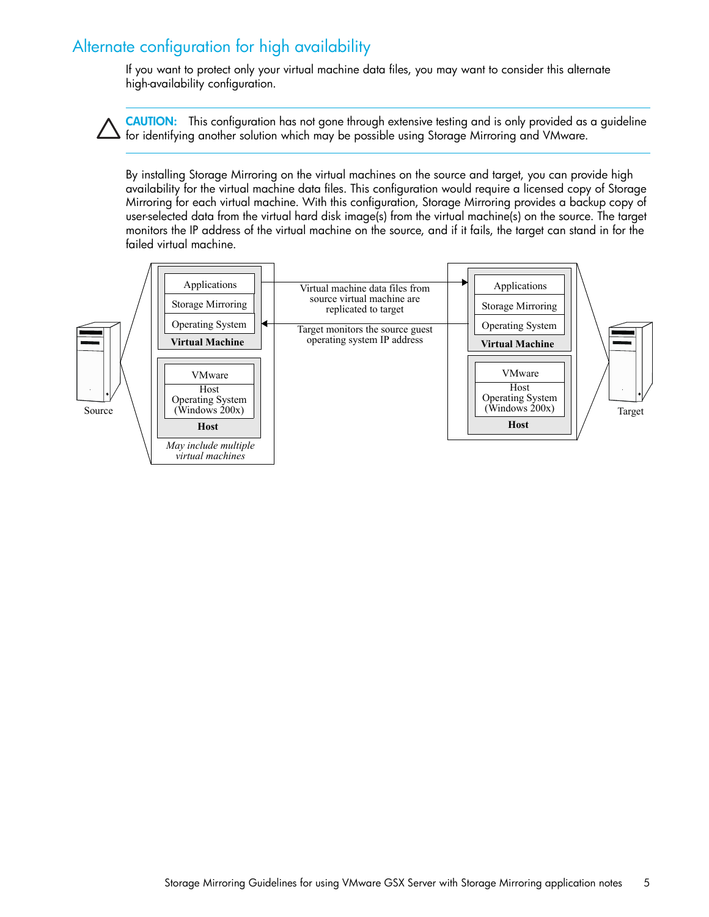## Alternate configuration for high availability

If you want to protect only your virtual machine data files, you may want to consider this alternate high-availability configuration.

> **CAUTION:** This configuration has not gone through extensive testing and is only provided as a guideline for identifying another solution which may be possible using Storage Mirroring and VMware.

By installing Storage Mirroring on the virtual machines on the source and target, you can provide high availability for the virtual machine data files. This configuration would require a licensed copy of Storage Mirroring for each virtual machine. With this configuration, Storage Mirroring provides a backup copy of user-selected data from the virtual hard disk image(s) from the virtual machine(s) on the source. The target monitors the IP address of the virtual machine on the source, and if it fails, the target can stand in for the failed virtual machine.

Applications
Storage Mirroring
Operating System
Virtual Machine
VMware
Host
Operating System
(Windows 200x)
Host
May include multiple virtual machines
Source

Virtual machine data files from source virtual machine are replicated to target
Target monitors the source guest operating system IP address

Applications
Storage Mirroring
Operating System
Virtual Machine
VMware
Host
Operating System
(Windows 200x)
Host
Target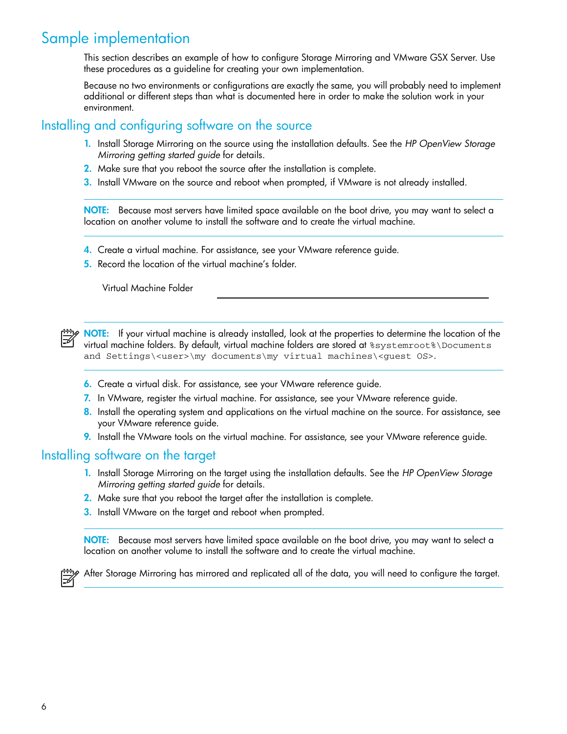## Sample implementation

This section describes an example of how to configure Storage Mirroring and VMware GSX Server. Use these procedures as a guideline for creating your own implementation.

Because no two environments or configurations are exactly the same, you will probably need to implement additional or different steps than what is documented here in order to make the solution work in your environment.

### Installing and configuring software on the source

1. Install Storage Mirroring on the source using the installation defaults. See the *HP OpenView Storage Mirroring getting started guide* for details.
2. Make sure that you reboot the source after the installation is complete.
3. Install VMware on the source and reboot when prompted, if VMware is not already installed.

**NOTE:** Because most servers have limited space available on the boot drive, you may want to select a location on another volume to install the software and to create the virtual machine.

4. Create a virtual machine. For assistance, see your VMware reference guide.
5. Record the location of the virtual machine's folder.

   Virtual Machine Folder ____________________________________________

**NOTE:** If your virtual machine is already installed, look at the properties to determine the location of the virtual machine folders. By default, virtual machine folders are stored at `%systemroot%\Documents and Settings\<user>\my documents\my virtual machines\<guest OS>`.

6. Create a virtual disk. For assistance, see your VMware reference guide.
7. In VMware, register the virtual machine. For assistance, see your VMware reference guide.
8. Install the operating system and applications on the virtual machine on the source. For assistance, see your VMware reference guide.
9. Install the VMware tools on the virtual machine. For assistance, see your VMware reference guide.

### Installing software on the target

1. Install Storage Mirroring on the target using the installation defaults. See the *HP OpenView Storage Mirroring getting started guide* for details.
2. Make sure that you reboot the target after the installation is complete.
3. Install VMware on the target and reboot when prompted.

**NOTE:** Because most servers have limited space available on the boot drive, you may want to select a location on another volume to install the software and to create the virtual machine.

After Storage Mirroring has mirrored and replicated all of the data, you will need to configure the target.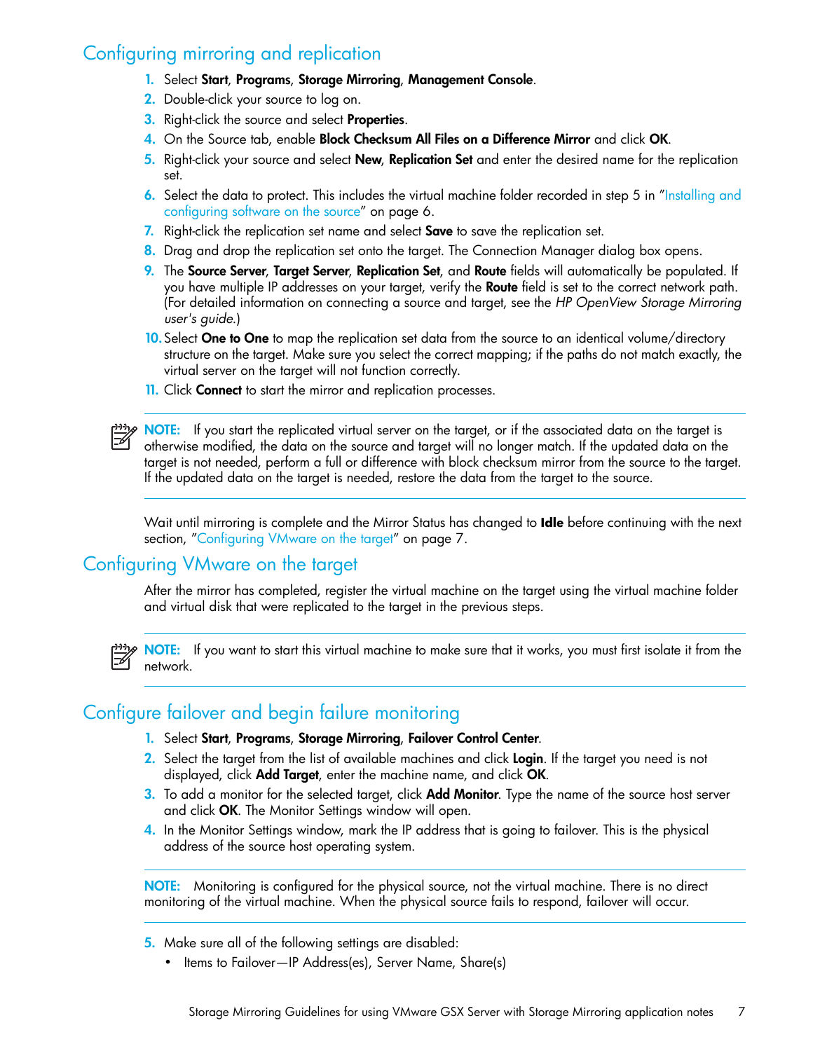## Configuring mirroring and replication

1. Select **Start**, **Programs**, **Storage Mirroring**, **Management Console**.
2. Double-click your source to log on.
3. Right-click the source and select **Properties**.
4. On the Source tab, enable **Block Checksum All Files on a Difference Mirror** and click **OK**.
5. Right-click your source and select **New**, **Replication Set** and enter the desired name for the replication set.
6. Select the data to protect. This includes the virtual machine folder recorded in step 5 in "Installing and configuring software on the source" on page 6.
7. Right-click the replication set name and select **Save** to save the replication set.
8. Drag and drop the replication set onto the target. The Connection Manager dialog box opens.
9. The **Source Server**, **Target Server**, **Replication Set**, and **Route** fields will automatically be populated. If you have multiple IP addresses on your target, verify the **Route** field is set to the correct network path. (For detailed information on connecting a source and target, see the *HP OpenView Storage Mirroring user's guide*.)
10. Select **One to One** to map the replication set data from the source to an identical volume/directory structure on the target. Make sure you select the correct mapping; if the paths do not match exactly, the virtual server on the target will not function correctly.
11. Click **Connect** to start the mirror and replication processes.

**NOTE:** If you start the replicated virtual server on the target, or if the associated data on the target is otherwise modified, the data on the source and target will no longer match. If the updated data on the target is not needed, perform a full or difference with block checksum mirror from the source to the target. If the updated data on the target is needed, restore the data from the target to the source.

Wait until mirroring is complete and the Mirror Status has changed to **Idle** before continuing with the next section, "Configuring VMware on the target" on page 7.

## Configuring VMware on the target

After the mirror has completed, register the virtual machine on the target using the virtual machine folder and virtual disk that were replicated to the target in the previous steps.

**NOTE:** If you want to start this virtual machine to make sure that it works, you must first isolate it from the network.

## Configure failover and begin failure monitoring

1. Select **Start**, **Programs**, **Storage Mirroring**, **Failover Control Center**.
2. Select the target from the list of available machines and click **Login**. If the target you need is not displayed, click **Add Target**, enter the machine name, and click **OK**.
3. To add a monitor for the selected target, click **Add Monitor**. Type the name of the source host server and click **OK**. The Monitor Settings window will open.
4. In the Monitor Settings window, mark the IP address that is going to failover. This is the physical address of the source host operating system.

**NOTE:** Monitoring is configured for the physical source, not the virtual machine. There is no direct monitoring of the virtual machine. When the physical source fails to respond, failover will occur.

5. Make sure all of the following settings are disabled:
   - Items to Failover—IP Address(es), Server Name, Share(s)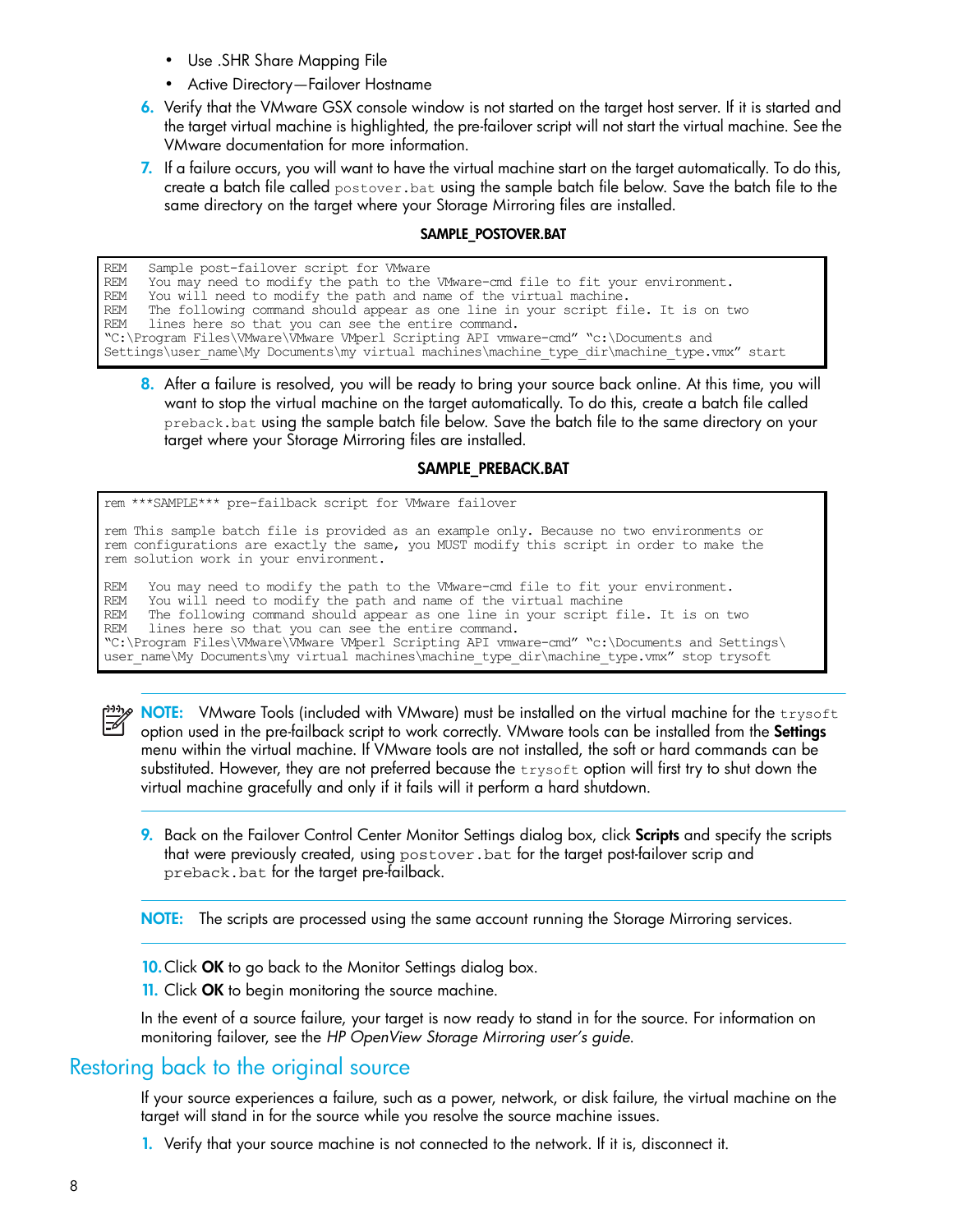- Use .SHR Share Mapping File
- Active Directory—Failover Hostname

6. Verify that the VMware GSX console window is not started on the target host server. If it is started and the target virtual machine is highlighted, the pre-failover script will not start the virtual machine. See the VMware documentation for more information.
7. If a failure occurs, you will want to have the virtual machine start on the target automatically. To do this, create a batch file called `postover.bat` using the sample batch file below. Save the batch file to the same directory on the target where your Storage Mirroring files are installed.

**SAMPLE_POSTOVER.BAT**

```
REM   Sample post-failover script for VMware
REM   You may need to modify the path to the VMware-cmd file to fit your environment.
REM   You will need to modify the path and name of the virtual machine.
REM   The following command should appear as one line in your script file. It is on two
REM   lines here so that you can see the entire command.
"C:\Program Files\VMware\VMware VMperl Scripting API vmware-cmd" "c:\Documents and
Settings\user_name\My Documents\my virtual machines\machine_type_dir\machine_type.vmx" start
```

8. After a failure is resolved, you will be ready to bring your source back online. At this time, you will want to stop the virtual machine on the target automatically. To do this, create a batch file called `preback.bat` using the sample batch file below. Save the batch file to the same directory on your target where your Storage Mirroring files are installed.

**SAMPLE_PREBACK.BAT**

```
rem ***SAMPLE*** pre-failback script for VMware failover

rem This sample batch file is provided as an example only. Because no two environments or
rem configurations are exactly the same, you MUST modify this script in order to make the
rem solution work in your environment.

REM   You may need to modify the path to the VMware-cmd file to fit your environment.
REM   You will need to modify the path and name of the virtual machine
REM   The following command should appear as one line in your script file. It is on two
REM   lines here so that you can see the entire command.
"C:\Program Files\VMware\VMware VMperl Scripting API vmware-cmd" "c:\Documents and Settings\
user_name\My Documents\my virtual machines\machine_type_dir\machine_type.vmx" stop trysoft
```

**NOTE:** VMware Tools (included with VMware) must be installed on the virtual machine for the `trysoft` option used in the pre-failback script to work correctly. VMware tools can be installed from the **Settings** menu within the virtual machine. If VMware tools are not installed, the soft or hard commands can be substituted. However, they are not preferred because the `trysoft` option will first try to shut down the virtual machine gracefully and only if it fails will it perform a hard shutdown.

9. Back on the Failover Control Center Monitor Settings dialog box, click **Scripts** and specify the scripts that were previously created, using `postover.bat` for the target post-failover scrip and `preback.bat` for the target pre-failback.

**NOTE:** The scripts are processed using the same account running the Storage Mirroring services.

10. Click **OK** to go back to the Monitor Settings dialog box.
11. Click **OK** to begin monitoring the source machine.

In the event of a source failure, your target is now ready to stand in for the source. For information on monitoring failover, see the *HP OpenView Storage Mirroring user's guide*.

## Restoring back to the original source

If your source experiences a failure, such as a power, network, or disk failure, the virtual machine on the target will stand in for the source while you resolve the source machine issues.

1. Verify that your source machine is not connected to the network. If it is, disconnect it.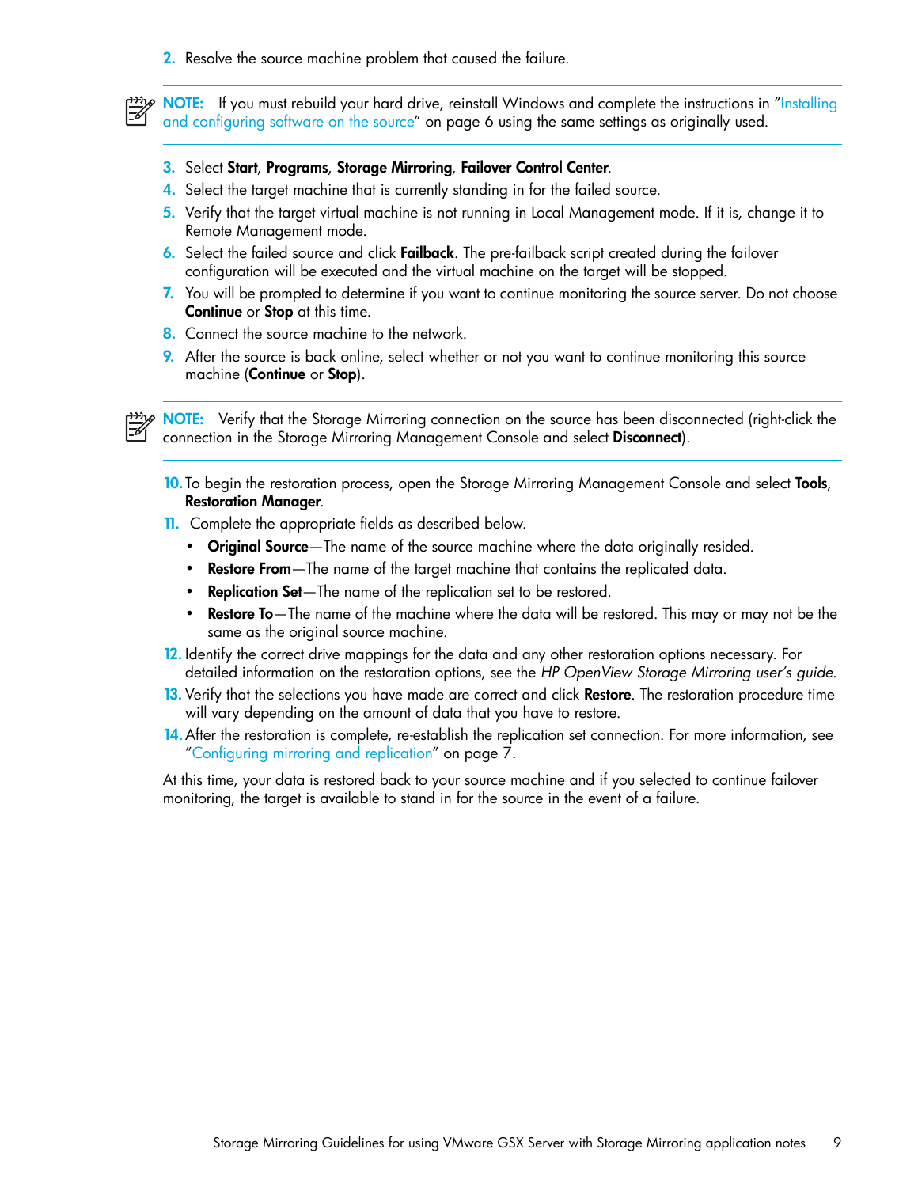2. Resolve the source machine problem that caused the failure.

**NOTE:** If you must rebuild your hard drive, reinstall Windows and complete the instructions in "Installing and configuring software on the source" on page 6 using the same settings as originally used.

3. Select **Start**, **Programs**, **Storage Mirroring**, **Failover Control Center**.
4. Select the target machine that is currently standing in for the failed source.
5. Verify that the target virtual machine is not running in Local Management mode. If it is, change it to Remote Management mode.
6. Select the failed source and click **Failback**. The pre-failback script created during the failover configuration will be executed and the virtual machine on the target will be stopped.
7. You will be prompted to determine if you want to continue monitoring the source server. Do not choose **Continue** or **Stop** at this time.
8. Connect the source machine to the network.
9. After the source is back online, select whether or not you want to continue monitoring this source machine (**Continue** or **Stop**).

**NOTE:** Verify that the Storage Mirroring connection on the source has been disconnected (right-click the connection in the Storage Mirroring Management Console and select **Disconnect**).

10. To begin the restoration process, open the Storage Mirroring Management Console and select **Tools**, **Restoration Manager**.
11. Complete the appropriate fields as described below.
    - **Original Source**—The name of the source machine where the data originally resided.
    - **Restore From**—The name of the target machine that contains the replicated data.
    - **Replication Set**—The name of the replication set to be restored.
    - **Restore To**—The name of the machine where the data will be restored. This may or may not be the same as the original source machine.
12. Identify the correct drive mappings for the data and any other restoration options necessary. For detailed information on the restoration options, see the *HP OpenView Storage Mirroring user's guide*.
13. Verify that the selections you have made are correct and click **Restore**. The restoration procedure time will vary depending on the amount of data that you have to restore.
14. After the restoration is complete, re-establish the replication set connection. For more information, see "Configuring mirroring and replication" on page 7.

At this time, your data is restored back to your source machine and if you selected to continue failover monitoring, the target is available to stand in for the source in the event of a failure.